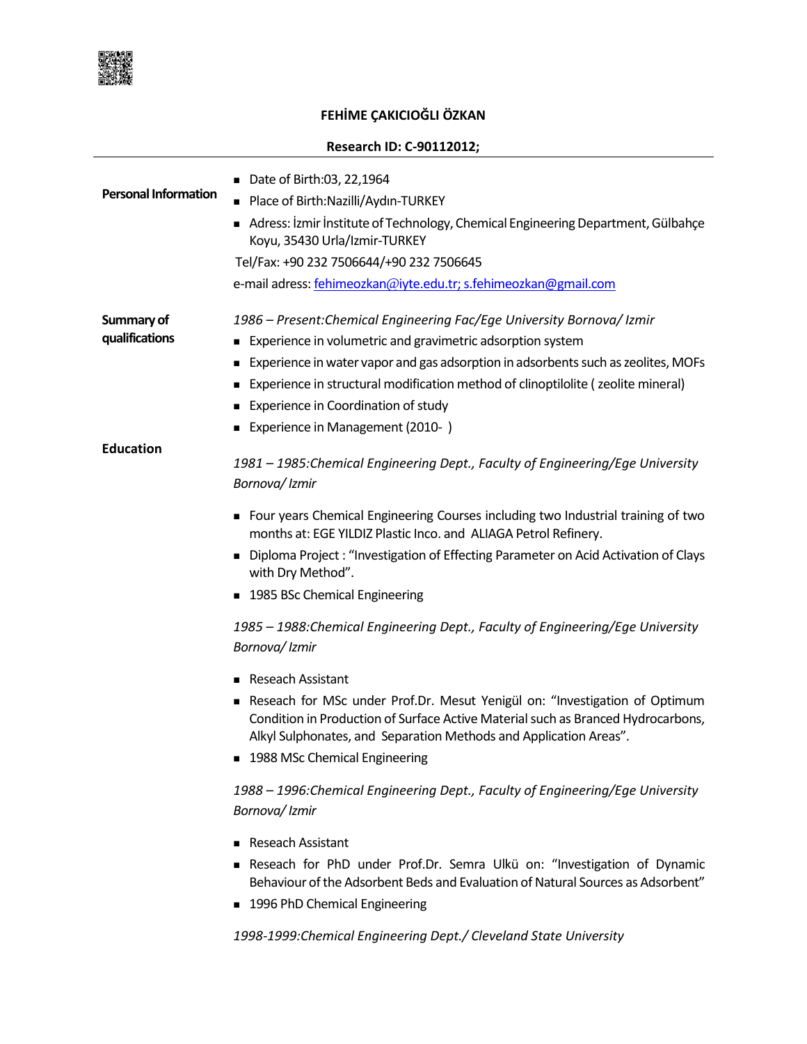# FEHİME ÇAKICIOĞLI ÖZKAN

## Research ID: C-90112012;

---

**Personal Information**

- Date of Birth:03, 22,1964
- Place of Birth:Nazilli/Aydın-TURKEY
- Adress: İzmir İnstitute of Technology, Chemical Engineering Department, Gülbahçe Koyu, 35430 Urla/Izmir-TURKEY

Tel/Fax: +90 232 7506644/+90 232 7506645

e-mail adress: fehimeozkan@iyte.edu.tr; s.fehimeozkan@gmail.com

**Summary of qualifications**

*1986 – Present:Chemical Engineering Fac/Ege University Bornova/ Izmir*

- Experience in volumetric and gravimetric adsorption system
- Experience in water vapor and gas adsorption in adsorbents such as zeolites, MOFs
- Experience in structural modification method of clinoptilolite ( zeolite mineral)
- Experience in Coordination of study
- Experience in Management (2010- )

**Education**

*1981 – 1985:Chemical Engineering Dept., Faculty of Engineering/Ege University Bornova/ Izmir*

- Four years Chemical Engineering Courses including two Industrial training of two months at: EGE YILDIZ Plastic Inco. and ALIAGA Petrol Refinery.
- Diploma Project : "Investigation of Effecting Parameter on Acid Activation of Clays with Dry Method".
- 1985 BSc Chemical Engineering

*1985 – 1988:Chemical Engineering Dept., Faculty of Engineering/Ege University Bornova/ Izmir*

- Reseach Assistant
- Reseach for MSc under Prof.Dr. Mesut Yenigül on: "Investigation of Optimum Condition in Production of Surface Active Material such as Branced Hydrocarbons, Alkyl Sulphonates, and Separation Methods and Application Areas".
- 1988 MSc Chemical Engineering

*1988 – 1996:Chemical Engineering Dept., Faculty of Engineering/Ege University Bornova/ Izmir*

- Reseach Assistant
- Reseach for PhD under Prof.Dr. Semra Ulkü on: "Investigation of Dynamic Behaviour of the Adsorbent Beds and Evaluation of Natural Sources as Adsorbent"
- 1996 PhD Chemical Engineering

*1998-1999:Chemical Engineering Dept./ Cleveland State University*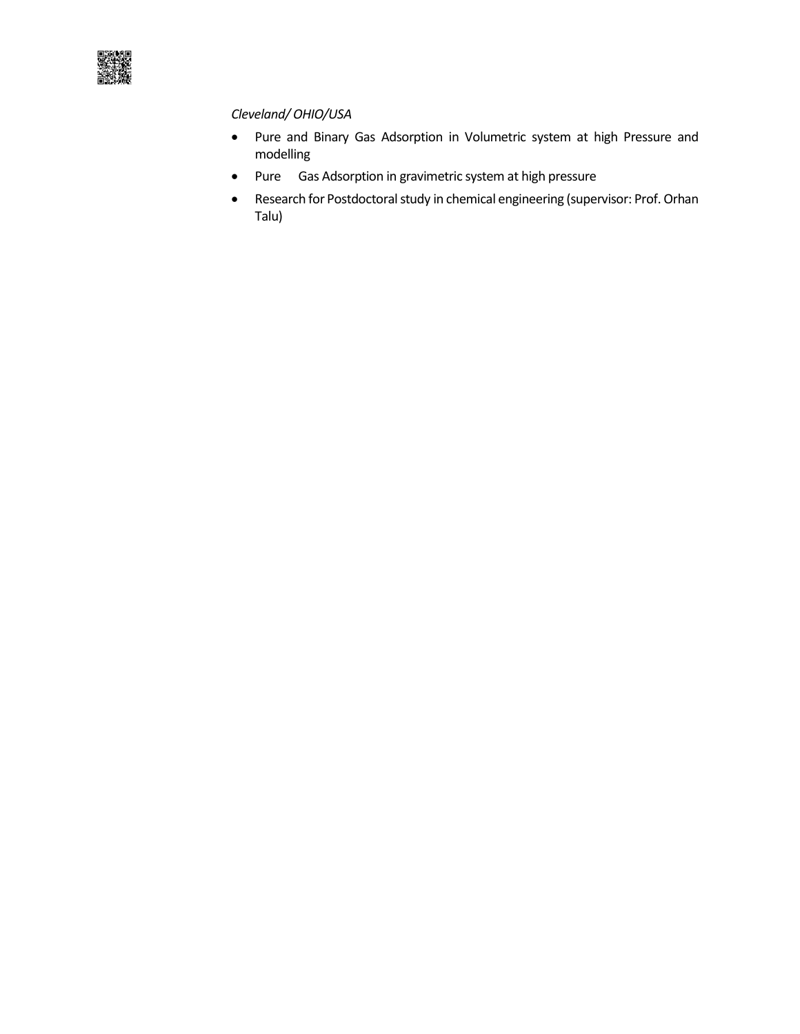*Cleveland/ OHIO/USA*

- Pure and Binary Gas Adsorption in Volumetric system at high Pressure and modelling
- Pure Gas Adsorption in gravimetric system at high pressure
- Research for Postdoctoral study in chemical engineering (supervisor: Prof. Orhan Talu)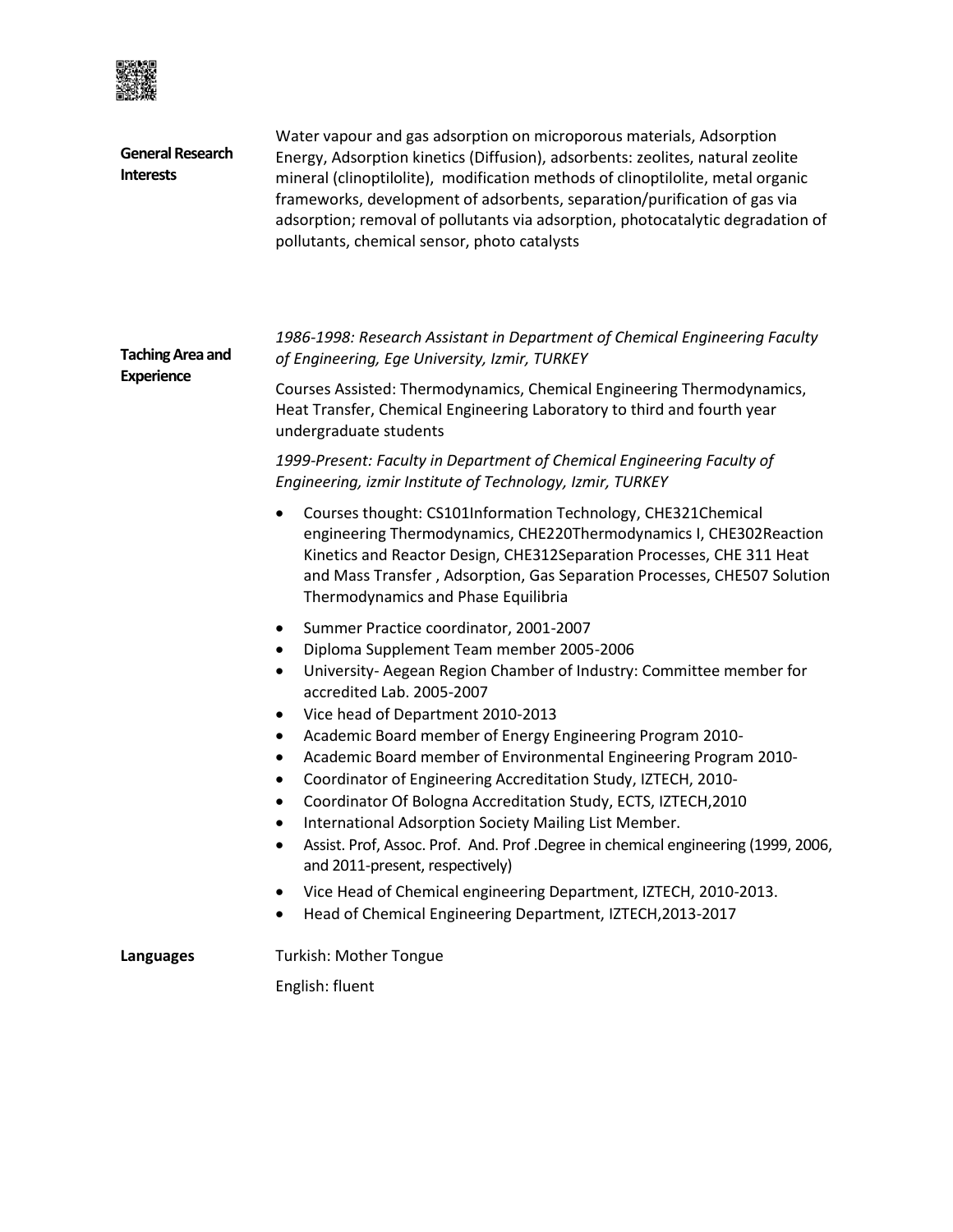**General Research Interests**

Water vapour and gas adsorption on microporous materials, Adsorption Energy, Adsorption kinetics (Diffusion), adsorbents: zeolites, natural zeolite mineral (clinoptilolite), modification methods of clinoptilolite, metal organic frameworks, development of adsorbents, separation/purification of gas via adsorption; removal of pollutants via adsorption, photocatalytic degradation of pollutants, chemical sensor, photo catalysts

**Taching Area and Experience**

*1986-1998: Research Assistant in Department of Chemical Engineering Faculty of Engineering, Ege University, Izmir, TURKEY*

Courses Assisted: Thermodynamics, Chemical Engineering Thermodynamics, Heat Transfer, Chemical Engineering Laboratory to third and fourth year undergraduate students

*1999-Present: Faculty in Department of Chemical Engineering Faculty of Engineering, izmir Institute of Technology, Izmir, TURKEY*

- Courses thought: CS101Information Technology, CHE321Chemical engineering Thermodynamics, CHE220Thermodynamics I, CHE302Reaction Kinetics and Reactor Design, CHE312Separation Processes, CHE 311 Heat and Mass Transfer , Adsorption, Gas Separation Processes, CHE507 Solution Thermodynamics and Phase Equilibria

- Summer Practice coordinator, 2001-2007
- Diploma Supplement Team member 2005-2006
- University- Aegean Region Chamber of Industry: Committee member for accredited Lab. 2005-2007
- Vice head of Department 2010-2013
- Academic Board member of Energy Engineering Program 2010-
- Academic Board member of Environmental Engineering Program 2010-
- Coordinator of Engineering Accreditation Study, IZTECH, 2010-
- Coordinator Of Bologna Accreditation Study, ECTS, IZTECH,2010
- International Adsorption Society Mailing List Member.
- Assist. Prof, Assoc. Prof. And. Prof .Degree in chemical engineering (1999, 2006, and 2011-present, respectively)
- Vice Head of Chemical engineering Department, IZTECH, 2010-2013.
- Head of Chemical Engineering Department, IZTECH,2013-2017

**Languages**

Turkish: Mother Tongue

English: fluent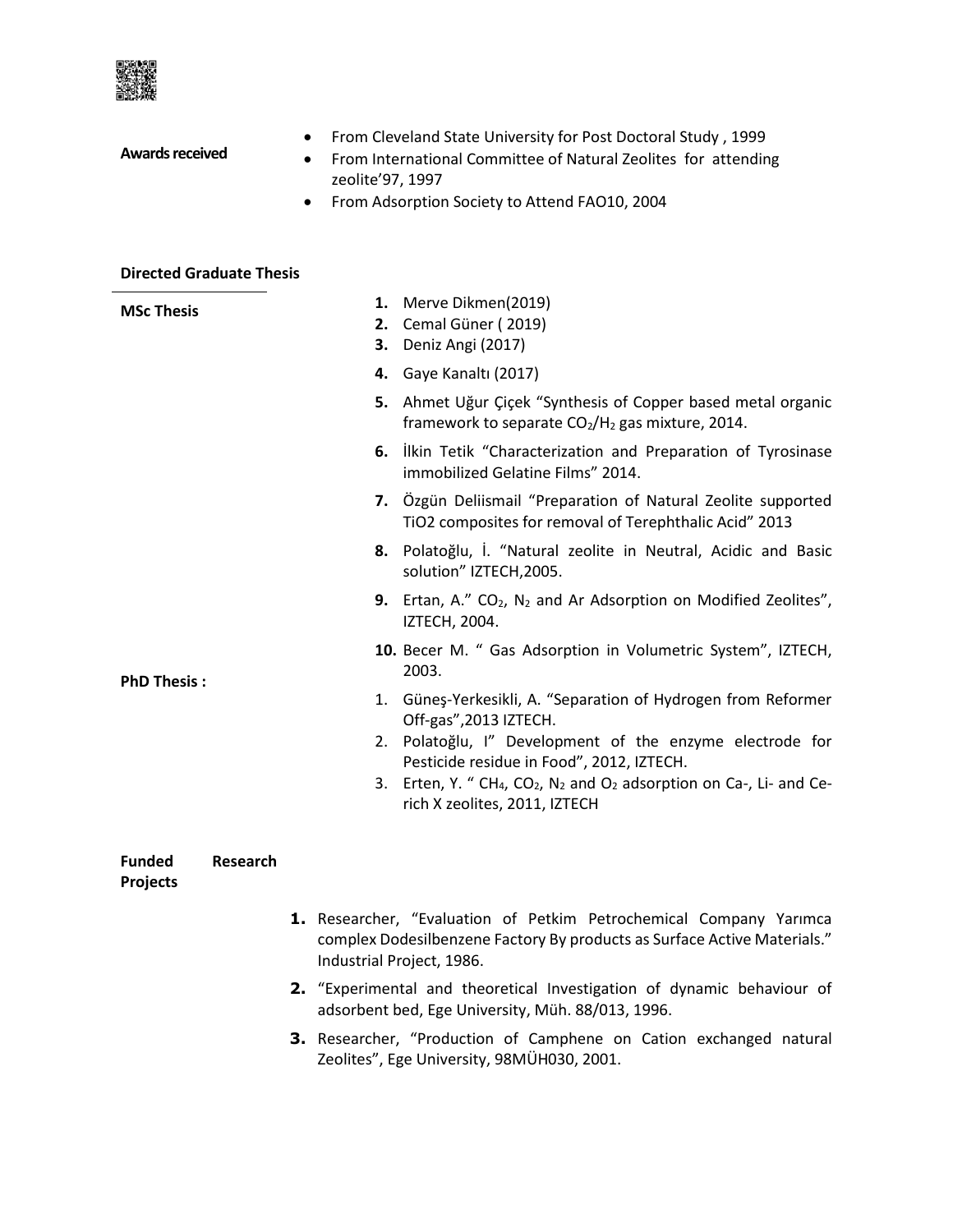**Awards received**

- From Cleveland State University for Post Doctoral Study , 1999
- From International Committee of Natural Zeolites for attending zeolite'97, 1997
- From Adsorption Society to Attend FAO10, 2004

**Directed Graduate Thesis**

**MSc Thesis**

1. Merve Dikmen(2019)
2. Cemal Güner ( 2019)
3. Deniz Angi (2017)
4. Gaye Kanaltı (2017)
5. Ahmet Uğur Çiçek "Synthesis of Copper based metal organic framework to separate $CO_2/H_2$ gas mixture, 2014.
6. İlkin Tetik "Characterization and Preparation of Tyrosinase immobilized Gelatine Films" 2014.
7. Özgün Deliismail "Preparation of Natural Zeolite supported TiO2 composites for removal of Terephthalic Acid" 2013
8. Polatoğlu, İ. "Natural zeolite in Neutral, Acidic and Basic solution" IZTECH,2005.
9. Ertan, A." $CO_2$, $N_2$ and Ar Adsorption on Modified Zeolites", IZTECH, 2004.
10. Becer M. " Gas Adsorption in Volumetric System", IZTECH, 2003.

**PhD Thesis :**

1. Güneş-Yerkesikli, A. "Separation of Hydrogen from Reformer Off-gas",2013 IZTECH.
2. Polatoğlu, I" Development of the enzyme electrode for Pesticide residue in Food", 2012, IZTECH.
3. Erten, Y. " $CH_4$, $CO_2$, $N_2$ and $O_2$ adsorption on Ca-, Li- and Ce-rich X zeolites, 2011, IZTECH

**Funded Research Projects**

1. Researcher, "Evaluation of Petkim Petrochemical Company Yarımca complex Dodesilbenzene Factory By products as Surface Active Materials." Industrial Project, 1986.
2. "Experimental and theoretical Investigation of dynamic behaviour of adsorbent bed, Ege University, Müh. 88/013, 1996.
3. Researcher, "Production of Camphene on Cation exchanged natural Zeolites", Ege University, 98MÜH030, 2001.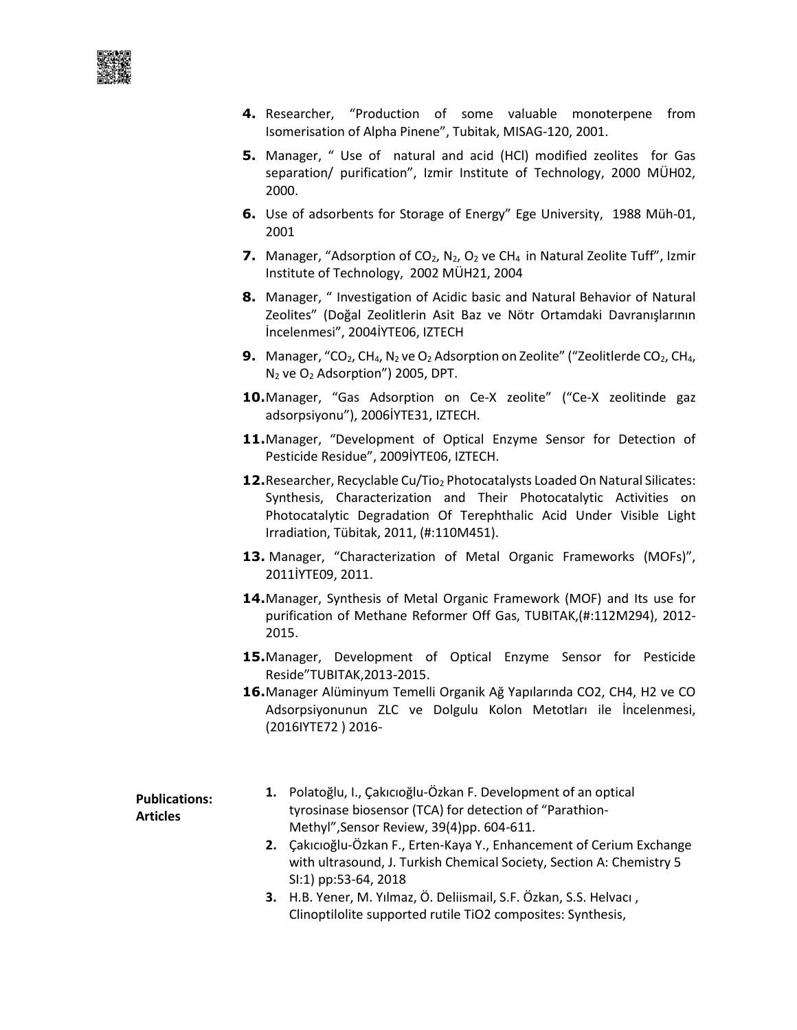4. Researcher, "Production of some valuable monoterpene from Isomerisation of Alpha Pinene", Tubitak, MISAG-120, 2001.
5. Manager, " Use of natural and acid (HCl) modified zeolites for Gas separation/ purification", Izmir Institute of Technology, 2000 MÜH02, 2000.
6. Use of adsorbents for Storage of Energy" Ege University, 1988 Müh-01, 2001
7. Manager, "Adsorption of $CO_2$, $N_2$, $O_2$ ve $CH_4$ in Natural Zeolite Tuff", Izmir Institute of Technology, 2002 MÜH21, 2004
8. Manager, " Investigation of Acidic basic and Natural Behavior of Natural Zeolites" (Doğal Zeolitlerin Asit Baz ve Nötr Ortamdaki Davranışlarının İncelenmesi", 2004İYTE06, IZTECH
9. Manager, "$CO_2$, $CH_4$, $N_2$ ve $O_2$ Adsorption on Zeolite" ("Zeolitlerde $CO_2$, $CH_4$, $N_2$ ve $O_2$ Adsorption") 2005, DPT.
10. Manager, "Gas Adsorption on Ce-X zeolite" ("Ce-X zeolitinde gaz adsorpsiyonu"), 2006İYTE31, IZTECH.
11. Manager, "Development of Optical Enzyme Sensor for Detection of Pesticide Residue", 2009İYTE06, IZTECH.
12. Researcher, Recyclable Cu/$Tio_2$ Photocatalysts Loaded On Natural Silicates: Synthesis, Characterization and Their Photocatalytic Activities on Photocatalytic Degradation Of Terephthalic Acid Under Visible Light Irradiation, Tübitak, 2011, (#:110M451).
13. Manager, "Characterization of Metal Organic Frameworks (MOFs)", 2011İYTE09, 2011.
14. Manager, Synthesis of Metal Organic Framework (MOF) and Its use for purification of Methane Reformer Off Gas, TUBITAK,(#:112M294), 2012-2015.
15. Manager, Development of Optical Enzyme Sensor for Pesticide Reside"TUBITAK,2013-2015.
16. Manager Alüminyum Temelli Organik Ağ Yapılarında CO2, CH4, H2 ve CO Adsorpsiyonunun ZLC ve Dolgulu Kolon Metotları ile İncelenmesi, (2016IYTE72 ) 2016-

**Publications: Articles**

1. Polatoğlu, I., Çakıcıoğlu-Özkan F. Development of an optical tyrosinase biosensor (TCA) for detection of "Parathion-Methyl",Sensor Review, 39(4)pp. 604-611.
2. Çakıcıoğlu-Özkan F., Erten-Kaya Y., Enhancement of Cerium Exchange with ultrasound, J. Turkish Chemical Society, Section A: Chemistry 5 SI:1) pp:53-64, 2018
3. H.B. Yener, M. Yılmaz, Ö. Deliismail, S.F. Özkan, S.S. Helvacı , Clinoptilolite supported rutile TiO2 composites: Synthesis,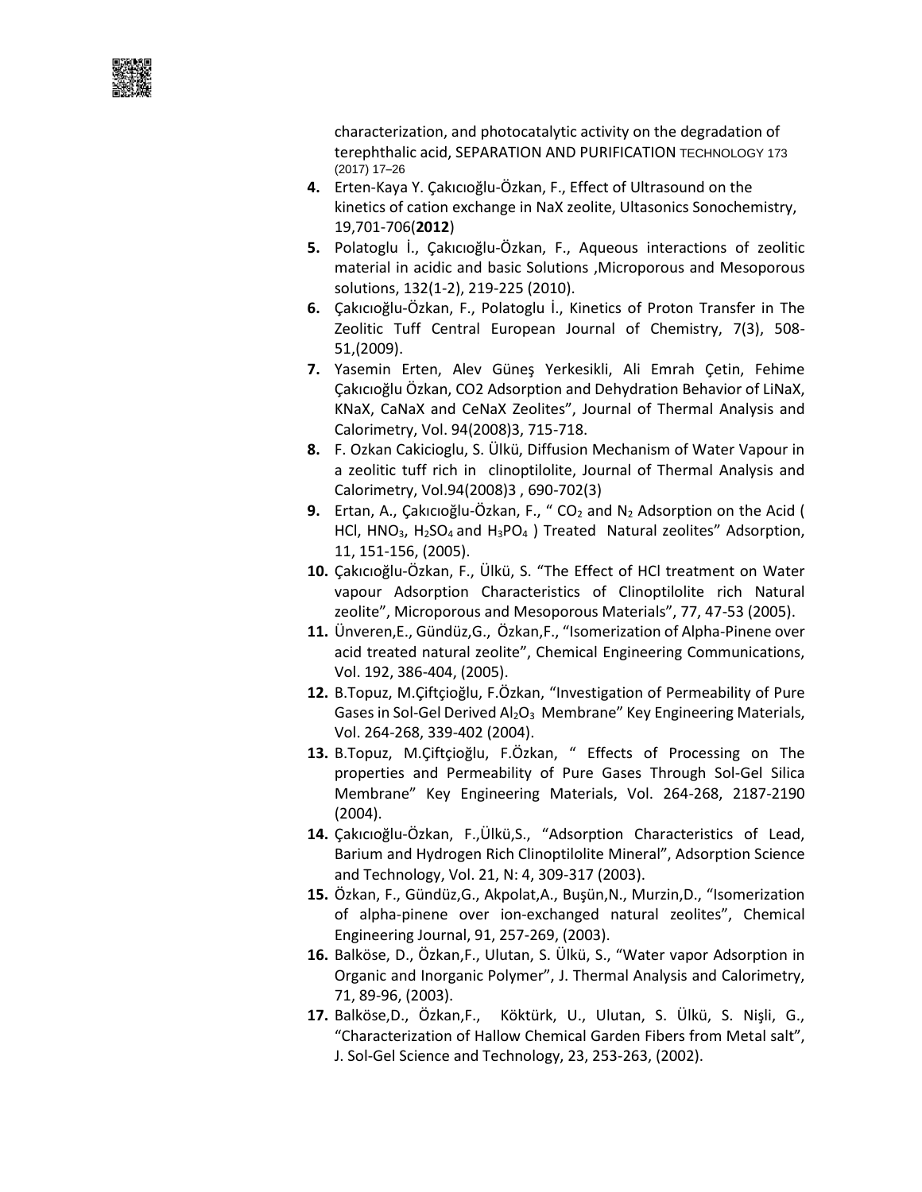characterization, and photocatalytic activity on the degradation of terephthalic acid, SEPARATION AND PURIFICATION TECHNOLOGY 173 (2017) 17–26

4. Erten-Kaya Y. Çakıcıoğlu-Özkan, F., Effect of Ultrasound on the kinetics of cation exchange in NaX zeolite, Ultasonics Sonochemistry, 19,701-706(**2012**)
5. Polatoglu İ., Çakıcıoğlu-Özkan, F., Aqueous interactions of zeolitic material in acidic and basic Solutions ,Microporous and Mesoporous solutions, 132(1-2), 219-225 (2010).
6. Çakıcıoğlu-Özkan, F., Polatoglu İ., Kinetics of Proton Transfer in The Zeolitic Tuff Central European Journal of Chemistry, 7(3), 508-51,(2009).
7. Yasemin Erten, Alev Güneş Yerkesikli, Ali Emrah Çetin, Fehime Çakıcıoğlu Özkan, CO2 Adsorption and Dehydration Behavior of LiNaX, KNaX, CaNaX and CeNaX Zeolites", Journal of Thermal Analysis and Calorimetry, Vol. 94(2008)3, 715-718.
8. F. Ozkan Cakicioglu, S. Ülkü, Diffusion Mechanism of Water Vapour in a zeolitic tuff rich in clinoptilolite, Journal of Thermal Analysis and Calorimetry, Vol.94(2008)3 , 690-702(3)
9. Ertan, A., Çakıcıoğlu-Özkan, F., " $CO_2$ and $N_2$ Adsorption on the Acid ( HCl, $HNO_3$, $H_2SO_4$ and $H_3PO_4$ ) Treated Natural zeolites" Adsorption, 11, 151-156, (2005).
10. Çakıcıoğlu-Özkan, F., Ülkü, S. "The Effect of HCl treatment on Water vapour Adsorption Characteristics of Clinoptilolite rich Natural zeolite", Microporous and Mesoporous Materials", 77, 47-53 (2005).
11. Ünveren,E., Gündüz,G., Özkan,F., "Isomerization of Alpha-Pinene over acid treated natural zeolite", Chemical Engineering Communications, Vol. 192, 386-404, (2005).
12. B.Topuz, M.Çiftçioğlu, F.Özkan, "Investigation of Permeability of Pure Gases in Sol-Gel Derived $Al_2O_3$ Membrane" Key Engineering Materials, Vol. 264-268, 339-402 (2004).
13. B.Topuz, M.Çiftçioğlu, F.Özkan, " Effects of Processing on The properties and Permeability of Pure Gases Through Sol-Gel Silica Membrane" Key Engineering Materials, Vol. 264-268, 2187-2190 (2004).
14. Çakıcıoğlu-Özkan, F.,Ülkü,S., "Adsorption Characteristics of Lead, Barium and Hydrogen Rich Clinoptilolite Mineral", Adsorption Science and Technology, Vol. 21, N: 4, 309-317 (2003).
15. Özkan, F., Gündüz,G., Akpolat,A., Buşün,N., Murzin,D., "Isomerization of alpha-pinene over ion-exchanged natural zeolites", Chemical Engineering Journal, 91, 257-269, (2003).
16. Balköse, D., Özkan,F., Ulutan, S. Ülkü, S., "Water vapor Adsorption in Organic and Inorganic Polymer", J. Thermal Analysis and Calorimetry, 71, 89-96, (2003).
17. Balköse,D., Özkan,F., Köktürk, U., Ulutan, S. Ülkü, S. Nişli, G., "Characterization of Hallow Chemical Garden Fibers from Metal salt", J. Sol-Gel Science and Technology, 23, 253-263, (2002).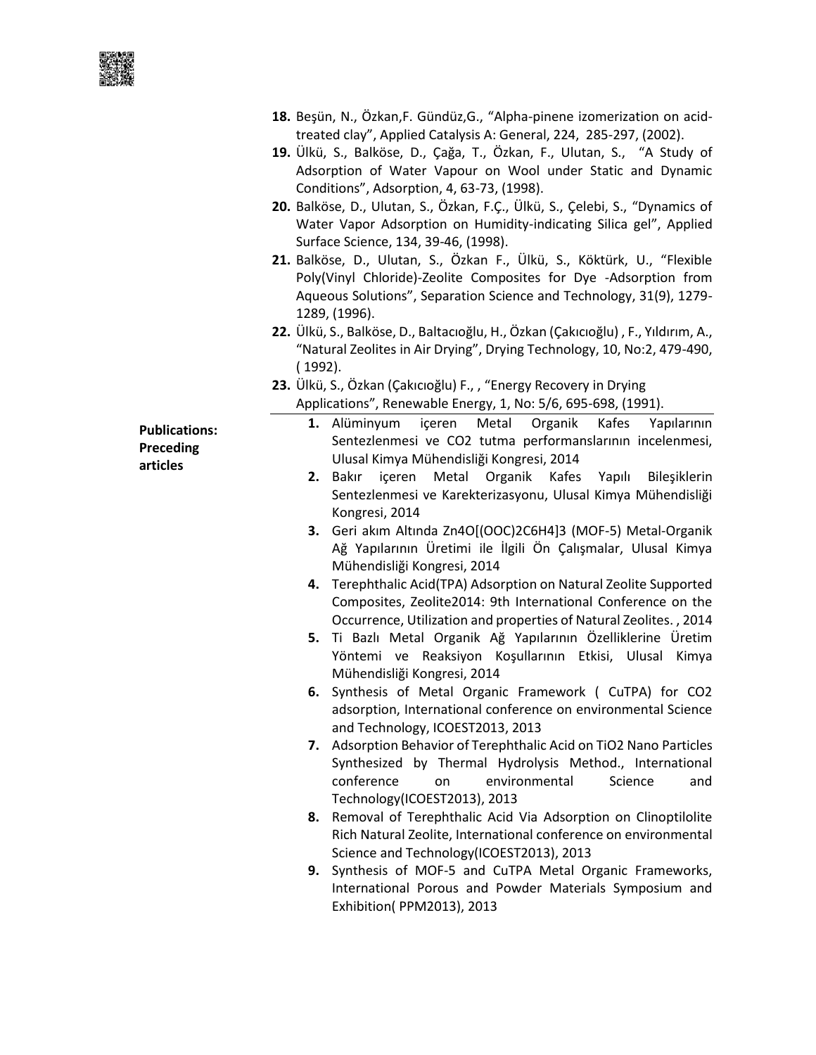18. Beşün, N., Özkan,F. Gündüz,G., "Alpha-pinene izomerization on acid-treated clay", Applied Catalysis A: General, 224, 285-297, (2002).
19. Ülkü, S., Balköse, D., Çağa, T., Özkan, F., Ulutan, S., "A Study of Adsorption of Water Vapour on Wool under Static and Dynamic Conditions", Adsorption, 4, 63-73, (1998).
20. Balköse, D., Ulutan, S., Özkan, F.Ç., Ülkü, S., Çelebi, S., "Dynamics of Water Vapor Adsorption on Humidity-indicating Silica gel", Applied Surface Science, 134, 39-46, (1998).
21. Balköse, D., Ulutan, S., Özkan F., Ülkü, S., Köktürk, U., "Flexible Poly(Vinyl Chloride)-Zeolite Composites for Dye -Adsorption from Aqueous Solutions", Separation Science and Technology, 31(9), 1279-1289, (1996).
22. Ülkü, S., Balköse, D., Baltacıoğlu, H., Özkan (Çakıcıoğlu) , F., Yıldırım, A., "Natural Zeolites in Air Drying", Drying Technology, 10, No:2, 479-490, ( 1992).
23. Ülkü, S., Özkan (Çakıcıoğlu) F., , "Energy Recovery in Drying Applications", Renewable Energy, 1, No: 5/6, 695-698, (1991).

**Publications: Preceding articles**

1. Alüminyum içeren Metal Organik Kafes Yapılarının Sentezlenmesi ve CO2 tutma performanslarının incelenmesi, Ulusal Kimya Mühendisliği Kongresi, 2014
2. Bakır içeren Metal Organik Kafes Yapılı Bileşiklerin Sentezlenmesi ve Karekterizasyonu, Ulusal Kimya Mühendisliği Kongresi, 2014
3. Geri akım Altında $Zn_4O[(OOC)_2C_6H_4]_3$ (MOF-5) Metal-Organik Ağ Yapılarının Üretimi ile İlgili Ön Çalışmalar, Ulusal Kimya Mühendisliği Kongresi, 2014
4. Terephthalic Acid(TPA) Adsorption on Natural Zeolite Supported Composites, Zeolite2014: 9th International Conference on the Occurrence, Utilization and properties of Natural Zeolites. , 2014
5. Ti Bazlı Metal Organik Ağ Yapılarının Özelliklerine Üretim Yöntemi ve Reaksiyon Koşullarının Etkisi, Ulusal Kimya Mühendisliği Kongresi, 2014
6. Synthesis of Metal Organic Framework ( CuTPA) for CO2 adsorption, International conference on environmental Science and Technology, ICOEST2013, 2013
7. Adsorption Behavior of Terephthalic Acid on TiO2 Nano Particles Synthesized by Thermal Hydrolysis Method., International conference on environmental Science and Technology(ICOEST2013), 2013
8. Removal of Terephthalic Acid Via Adsorption on Clinoptilolite Rich Natural Zeolite, International conference on environmental Science and Technology(ICOEST2013), 2013
9. Synthesis of MOF-5 and CuTPA Metal Organic Frameworks, International Porous and Powder Materials Symposium and Exhibition( PPM2013), 2013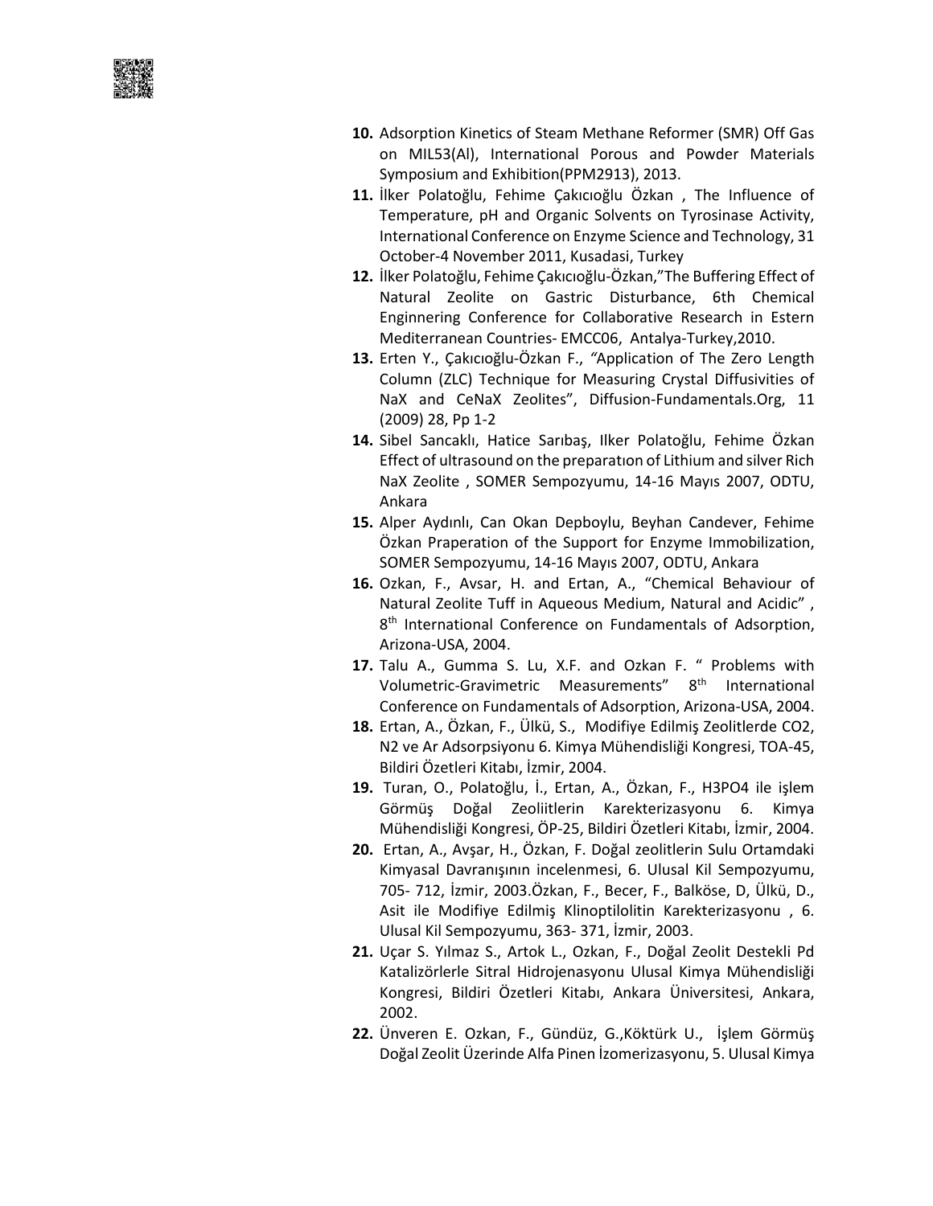10. **10.** Adsorption Kinetics of Steam Methane Reformer (SMR) Off Gas on MIL53(Al), International Porous and Powder Materials Symposium and Exhibition(PPM2913), 2013.
11. **11.** İlker Polatoğlu, Fehime Çakıcıoğlu Özkan , The Influence of Temperature, pH and Organic Solvents on Tyrosinase Activity, International Conference on Enzyme Science and Technology, 31 October-4 November 2011, Kusadasi, Turkey
12. **12.** İlker Polatoğlu, Fehime Çakıcıoğlu-Özkan,"The Buffering Effect of Natural Zeolite on Gastric Disturbance, 6th Chemical Enginnering Conference for Collaborative Research in Estern Mediterranean Countries- EMCC06, Antalya-Turkey,2010.
13. **13.** Erten Y., Çakıcıoğlu-Özkan F., "Application of The Zero Length Column (ZLC) Technique for Measuring Crystal Diffusivities of NaX and CeNaX Zeolites", Diffusion-Fundamentals.Org, 11 (2009) 28, Pp 1-2
14. **14.** Sibel Sancaklı, Hatice Sarıbaş, Ilker Polatoğlu, Fehime Özkan Effect of ultrasound on the preparatıon of Lithium and silver Rich NaX Zeolite , SOMER Sempozyumu, 14-16 Mayıs 2007, ODTU, Ankara
15. **15.** Alper Aydınlı, Can Okan Depboylu, Beyhan Candever, Fehime Özkan Praperation of the Support for Enzyme Immobilization, SOMER Sempozyumu, 14-16 Mayıs 2007, ODTU, Ankara
16. **16.** Ozkan, F., Avsar, H. and Ertan, A., "Chemical Behaviour of Natural Zeolite Tuff in Aqueous Medium, Natural and Acidic" , 8th International Conference on Fundamentals of Adsorption, Arizona-USA, 2004.
17. **17.** Talu A., Gumma S. Lu, X.F. and Ozkan F. " Problems with Volumetric-Gravimetric Measurements" 8th International Conference on Fundamentals of Adsorption, Arizona-USA, 2004.
18. **18.** Ertan, A., Özkan, F., Ülkü, S., Modifiye Edilmiş Zeolitlerde CO2, N2 ve Ar Adsorpsiyonu 6. Kimya Mühendisliği Kongresi, TOA-45, Bildiri Özetleri Kitabı, İzmir, 2004.
19. **19.** Turan, O., Polatoğlu, İ., Ertan, A., Özkan, F., H3PO4 ile işlem Görmüş Doğal Zeoliitlerin Karekterizasyonu 6. Kimya Mühendisliği Kongresi, ÖP-25, Bildiri Özetleri Kitabı, İzmir, 2004.
20. **20.** Ertan, A., Avşar, H., Özkan, F. Doğal zeolitlerin Sulu Ortamdaki Kimyasal Davranışının incelenmesi, 6. Ulusal Kil Sempozyumu, 705- 712, İzmir, 2003.Özkan, F., Becer, F., Balköse, D, Ülkü, D., Asit ile Modifiye Edilmiş Klinoptilolitin Karekterizasyonu , 6. Ulusal Kil Sempozyumu, 363- 371, İzmir, 2003.
21. **21.** Uçar S. Yılmaz S., Artok L., Ozkan, F., Doğal Zeolit Destekli Pd Katalizörlerle Sitral Hidrojenasyonu Ulusal Kimya Mühendisliği Kongresi, Bildiri Özetleri Kitabı, Ankara Üniversitesi, Ankara, 2002.
22. **22.** Ünveren E. Ozkan, F., Gündüz, G.,Köktürk U., İşlem Görmüş Doğal Zeolit Üzerinde Alfa Pinen İzomerizasyonu, 5. Ulusal Kimya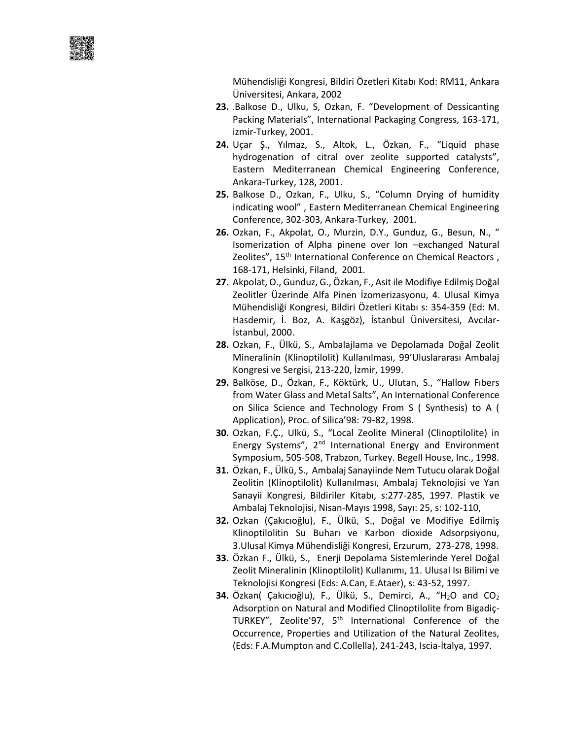Mühendisliği Kongresi, Bildiri Özetleri Kitabı Kod: RM11, Ankara Üniversitesi, Ankara, 2002

23. .Balkose D., Ulku, S, Ozkan, F. "Development of Dessicanting Packing Materials", International Packaging Congress, 163-171, izmir-Turkey, 2001.
24. Uçar Ş., Yılmaz, S., Altok, L., Özkan, F., "Liquid phase hydrogenation of citral over zeolite supported catalysts", Eastern Mediterranean Chemical Engineering Conference, Ankara-Turkey, 128, 2001.
25. Balkose D., Ozkan, F., Ulku, S., "Column Drying of humidity indicating wool" , Eastern Mediterranean Chemical Engineering Conference, 302-303, Ankara-Turkey, 2001.
26. Ozkan, F., Akpolat, O., Murzin, D.Y., Gunduz, G., Besun, N., " Isomerization of Alpha pinene over Ion –exchanged Natural Zeolites", 15th International Conference on Chemical Reactors , 168-171, Helsinki, Filand, 2001.
27. Akpolat, O., Gunduz, G., Özkan, F., Asit ile Modifiye Edilmiş Doğal Zeolitler Üzerinde Alfa Pinen İzomerizasyonu, 4. Ulusal Kimya Mühendisliği Kongresi, Bildiri Özetleri Kitabı s: 354-359 (Ed: M. Hasdemir, İ. Boz, A. Kaşgöz), İstanbul Üniversitesi, Avcılar-İstanbul, 2000.
28. Ozkan, F., Ülkü, S., Ambalajlama ve Depolamada Doğal Zeolit Mineralinin (Klinoptilolit) Kullanılması, 99'Uluslararası Ambalaj Kongresi ve Sergisi, 213-220, İzmir, 1999.
29. Balköse, D., Özkan, F., Köktürk, U., Ulutan, S., "Hallow Fıbers from Water Glass and Metal Salts", An International Conference on Silica Science and Technology From S ( Synthesis) to A ( Application), Proc. of Silica'98: 79-82, 1998.
30. Ozkan, F.Ç., Ulkü, S., "Local Zeolite Mineral (Clinoptilolite) in Energy Systems", 2nd International Energy and Environment Symposium, 505-508, Trabzon, Turkey. Begell House, Inc., 1998.
31. Özkan, F., Ülkü, S., Ambalaj Sanayiinde Nem Tutucu olarak Doğal Zeolitin (Klinoptilolit) Kullanılması, Ambalaj Teknolojisi ve Yan Sanayii Kongresi, Bildiriler Kitabı, s:277-285, 1997. Plastik ve Ambalaj Teknolojisi, Nisan-Mayıs 1998, Sayı: 25, s: 102-110,
32. Ozkan (Çakıcıoğlu), F., Ülkü, S., Doğal ve Modifiye Edilmiş Klinoptilolitin Su Buharı ve Karbon dioxide Adsorpsiyonu, 3.Ulusal Kimya Mühendisliği Kongresi, Erzurum, 273-278, 1998.
33. Özkan F., Ülkü, S., Enerji Depolama Sistemlerinde Yerel Doğal Zeolit Mineralinin (Klinoptilolit) Kullanımı, 11. Ulusal Isı Bilimi ve Teknolojisi Kongresi (Eds: A.Can, E.Ataer), s: 43-52, 1997.
34. Özkan( Çakıcıoğlu), F., Ülkü, S., Demirci, A., "$H_2O$ and $CO_2$ Adsorption on Natural and Modified Clinoptilolite from Bigadiç-TURKEY", Zeolite'97, 5th International Conference of the Occurrence, Properties and Utilization of the Natural Zeolites, (Eds: F.A.Mumpton and C.Collella), 241-243, Iscia-İtalya, 1997.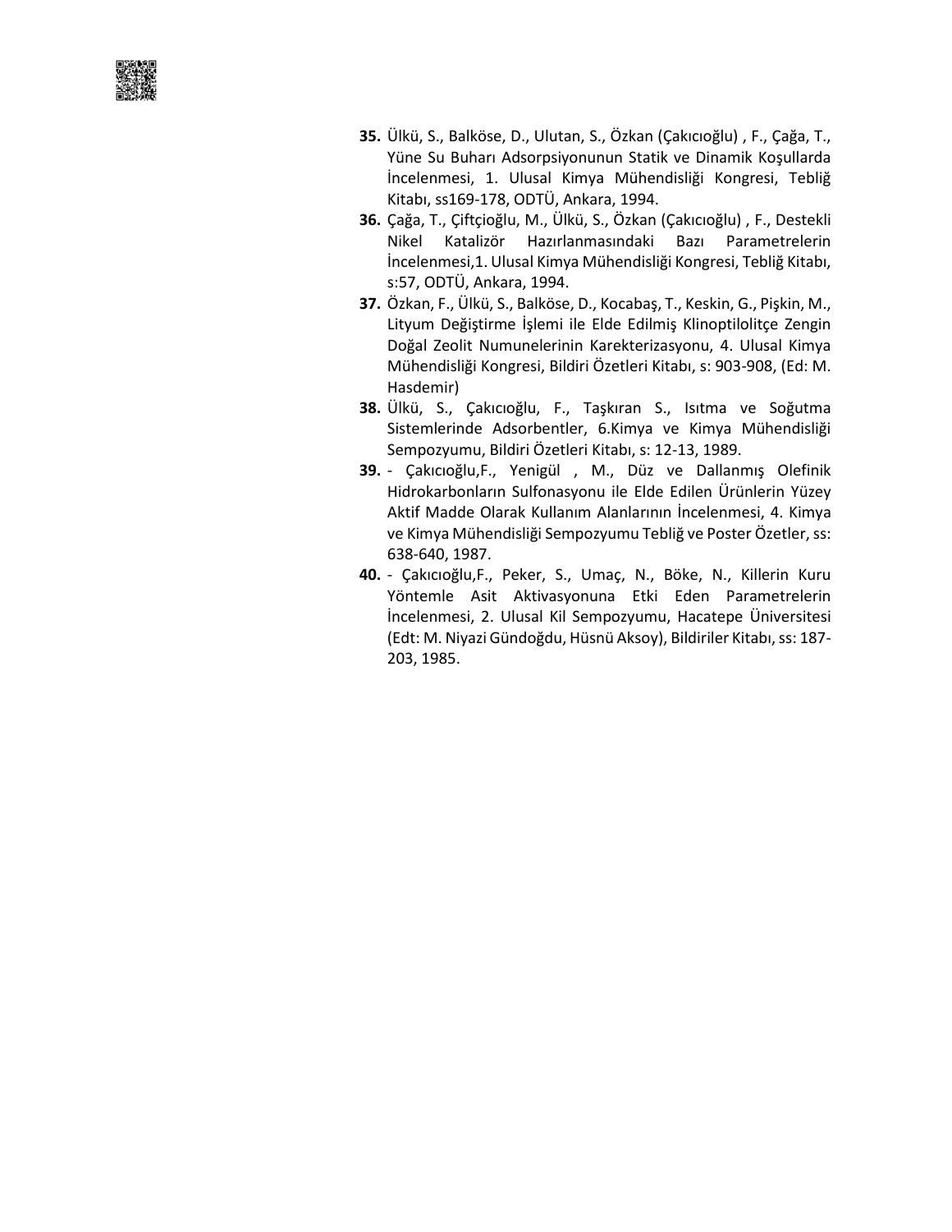35. Ülkü, S., Balköse, D., Ulutan, S., Özkan (Çakıcıoğlu) , F., Çağa, T., Yüne Su Buharı Adsorpsiyonunun Statik ve Dinamik Koşullarda İncelenmesi, 1. Ulusal Kimya Mühendisliği Kongresi, Tebliğ Kitabı, ss169-178, ODTÜ, Ankara, 1994.
36. Çağa, T., Çiftçioğlu, M., Ülkü, S., Özkan (Çakıcıoğlu) , F., Destekli Nikel Katalizör Hazırlanmasındaki Bazı Parametrelerin İncelenmesi,1. Ulusal Kimya Mühendisliği Kongresi, Tebliğ Kitabı, s:57, ODTÜ, Ankara, 1994.
37. Özkan, F., Ülkü, S., Balköse, D., Kocabaş, T., Keskin, G., Pişkin, M., Lityum Değiştirme İşlemi ile Elde Edilmiş Klinoptilolitçe Zengin Doğal Zeolit Numunelerinin Karekterizasyonu, 4. Ulusal Kimya Mühendisliği Kongresi, Bildiri Özetleri Kitabı, s: 903-908, (Ed: M. Hasdemir)
38. Ülkü, S., Çakıcıoğlu, F., Taşkıran S., Isıtma ve Soğutma Sistemlerinde Adsorbentler, 6.Kimya ve Kimya Mühendisliği Sempozyumu, Bildiri Özetleri Kitabı, s: 12-13, 1989.
39. - Çakıcıoğlu,F., Yenigül , M., Düz ve Dallanmış Olefinik Hidrokarbonların Sulfonasyonu ile Elde Edilen Ürünlerin Yüzey Aktif Madde Olarak Kullanım Alanlarının İncelenmesi, 4. Kimya ve Kimya Mühendisliği Sempozyumu Tebliğ ve Poster Özetler, ss: 638-640, 1987.
40. - Çakıcıoğlu,F., Peker, S., Umaç, N., Böke, N., Killerin Kuru Yöntemle Asit Aktivasyonuna Etki Eden Parametrelerin İncelenmesi, 2. Ulusal Kil Sempozyumu, Hacatepe Üniversitesi (Edt: M. Niyazi Gündoğdu, Hüsnü Aksoy), Bildiriler Kitabı, ss: 187-203, 1985.